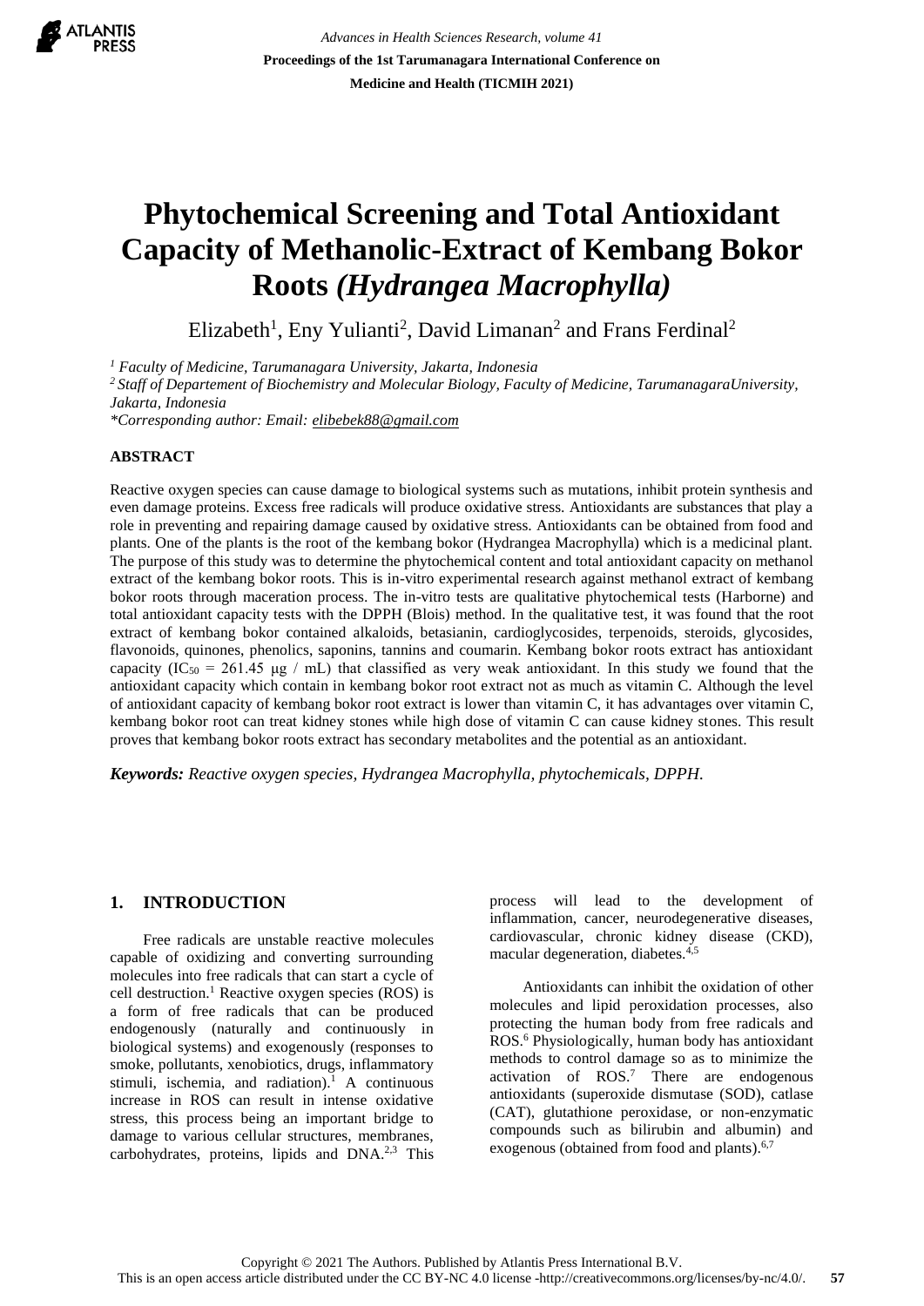# Phytochemical Screening and Total Antioxidant Capacity of Methanolic-Extract of Kembang Bokor Roots *(Hydrangea Macrophylla)*

Elizabeth[1], Eny Yulianti[2], David Limanan[2] and Frans Ferdinal[2]

*[1] Faculty of Medicine, Tarumanagara University, Jakarta, Indonesia*
*[2] Staff of Departement of Biochemistry and Molecular Biology, Faculty of Medicine, TarumanagaraUniversity, Jakarta, Indonesia*
*\*Corresponding author: Email: elibebek88@gmail.com*

## ABSTRACT

Reactive oxygen species can cause damage to biological systems such as mutations, inhibit protein synthesis and even damage proteins. Excess free radicals will produce oxidative stress. Antioxidants are substances that play a role in preventing and repairing damage caused by oxidative stress. Antioxidants can be obtained from food and plants. One of the plants is the root of the kembang bokor (Hydrangea Macrophylla) which is a medicinal plant. The purpose of this study was to determine the phytochemical content and total antioxidant capacity on methanol extract of the kembang bokor roots. This is in-vitro experimental research against methanol extract of kembang bokor roots through maceration process. The in-vitro tests are qualitative phytochemical tests (Harborne) and total antioxidant capacity tests with the DPPH (Blois) method. In the qualitative test, it was found that the root extract of kembang bokor contained alkaloids, betasianin, cardioglycosides, terpenoids, steroids, glycosides, flavonoids, quinones, phenolics, saponins, tannins and coumarin. Kembang bokor roots extract has antioxidant capacity ($IC_{50}$ = 261.45 μg / mL) that classified as very weak antioxidant. In this study we found that the antioxidant capacity which contain in kembang bokor root extract not as much as vitamin C. Although the level of antioxidant capacity of kembang bokor root extract is lower than vitamin C, it has advantages over vitamin C, kembang bokor root can treat kidney stones while high dose of vitamin C can cause kidney stones. This result proves that kembang bokor roots extract has secondary metabolites and the potential as an antioxidant.

***Keywords:*** *Reactive oxygen species, Hydrangea Macrophylla, phytochemicals, DPPH.*

## 1. INTRODUCTION

Free radicals are unstable reactive molecules capable of oxidizing and converting surrounding molecules into free radicals that can start a cycle of cell destruction.[1] Reactive oxygen species (ROS) is a form of free radicals that can be produced endogenously (naturally and continuously in biological systems) and exogenously (responses to smoke, pollutants, xenobiotics, drugs, inflammatory stimuli, ischemia, and radiation).[1] A continuous increase in ROS can result in intense oxidative stress, this process being an important bridge to damage to various cellular structures, membranes, carbohydrates, proteins, lipids and DNA.[2,3] This process will lead to the development of inflammation, cancer, neurodegenerative diseases, cardiovascular, chronic kidney disease (CKD), macular degeneration, diabetes.[4,5]

Antioxidants can inhibit the oxidation of other molecules and lipid peroxidation processes, also protecting the human body from free radicals and ROS.[6] Physiologically, human body has antioxidant methods to control damage so as to minimize the activation of ROS.[7] There are endogenous antioxidants (superoxide dismutase (SOD), catlase (CAT), glutathione peroxidase, or non-enzymatic compounds such as bilirubin and albumin) and exogenous (obtained from food and plants).[6,7]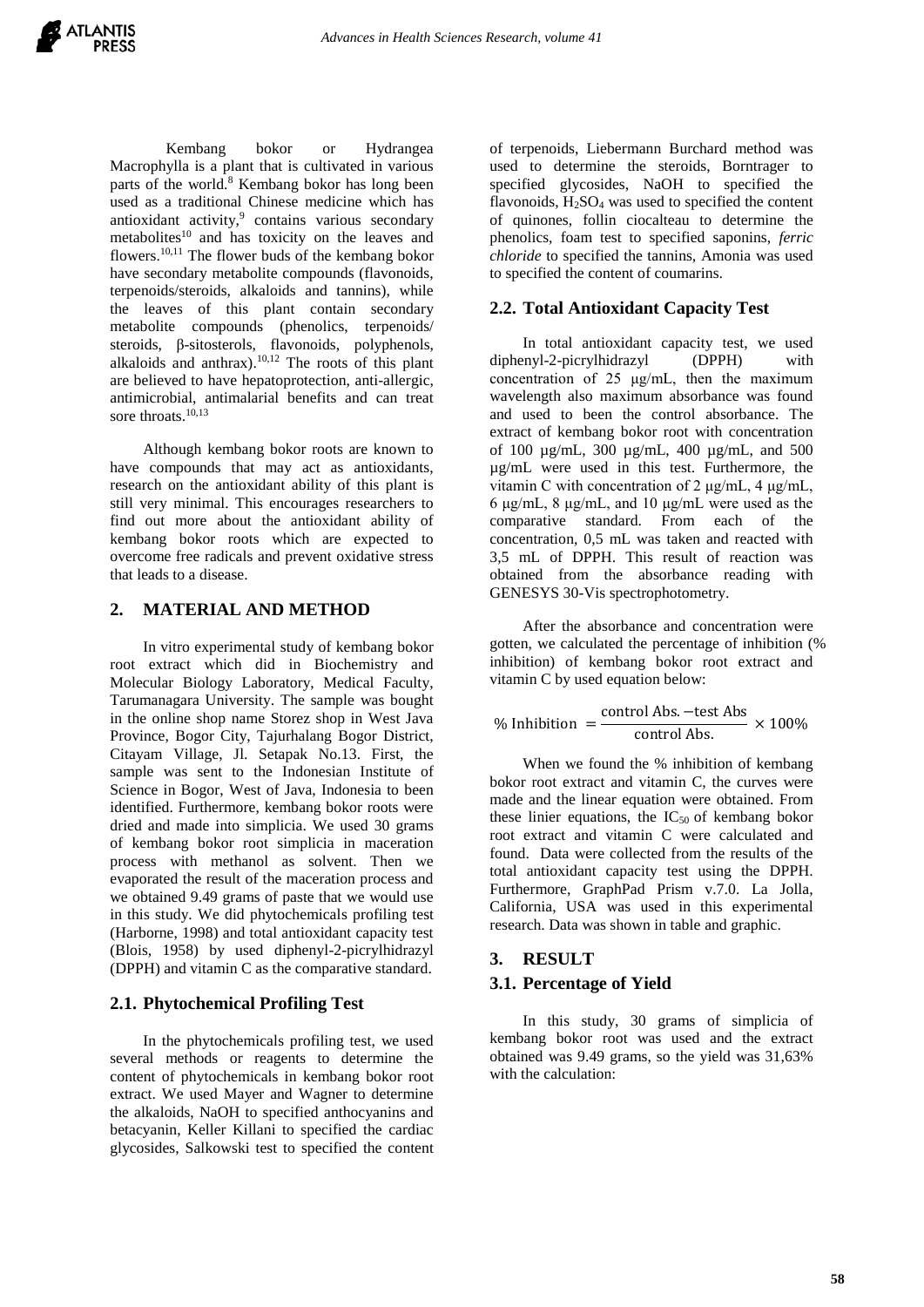Kembang bokor or Hydrangea Macrophylla is a plant that is cultivated in various parts of the world.[8] Kembang bokor has long been used as a traditional Chinese medicine which has antioxidant activity,[9] contains various secondary metabolites[10] and has toxicity on the leaves and flowers.[10,11] The flower buds of the kembang bokor have secondary metabolite compounds (flavonoids, terpenoids/terpenoids/steroids, alkaloids and tannins), while the leaves of this plant contain secondary metabolite compounds (phenolics, terpenoids/ steroids, β-sitosterols, flavonoids, polyphenols, alkaloids and anthrax).[10,12] The roots of this plant are believed to have hepatoprotection, anti-allergic, antimicrobial, antimalarial benefits and can treat sore throats.[10,13]

Although kembang bokor roots are known to have compounds that may act as antioxidants, research on the antioxidant ability of this plant is still very minimal. This encourages researchers to find out more about the antioxidant ability of kembang bokor roots which are expected to overcome free radicals and prevent oxidative stress that leads to a disease.

## 2. MATERIAL AND METHOD

In vitro experimental study of kembang bokor root extract which did in Biochemistry and Molecular Biology Laboratory, Medical Faculty, Tarumanagara University. The sample was bought in the online shop name Storez shop in West Java Province, Bogor City, Tajurhalang Bogor District, Citayam Village, Jl. Setapak No.13. First, the sample was sent to the Indonesian Institute of Science in Bogor, West of Java, Indonesia to been identified. Furthermore, kembang bokor roots were dried and made into simplicia. We used 30 grams of kembang bokor root simplicia in maceration process with methanol as solvent. Then we evaporated the result of the maceration process and we obtained 9.49 grams of paste that we would use in this study. We did phytochemicals profiling test (Harborne, 1998) and total antioxidant capacity test (Blois, 1958) by used diphenyl-2-picrylhidrazyl (DPPH) and vitamin C as the comparative standard.

### 2.1. Phytochemical Profiling Test

In the phytochemicals profiling test, we used several methods or reagents to determine the content of phytochemicals in kembang bokor root extract. We used Mayer and Wagner to determine the alkaloids, NaOH to specified anthocyanins and betacyanin, Keller Killani to specified the cardiac glycosides, Salkowski test to specified the content of terpenoids, Liebermann Burchard method was used to determine the steroids, Borntrager to specified glycosides, NaOH to specified the flavonoids, $H_2SO_4$ was used to specified the content of quinones, follin ciocalteau to determine the phenolics, foam test to specified saponins, *ferric chloride* to specified the tannins, Amonia was used to specified the content of coumarins.

### 2.2. Total Antioxidant Capacity Test

In total antioxidant capacity test, we used diphenyl-2-picrylhidrazyl (DPPH) with concentration of 25 μg/mL, then the maximum wavelength also maximum absorbance was found and used to been the control absorbance. The extract of kembang bokor root with concentration of 100 µg/mL, 300 µg/mL, 400 µg/mL, and 500 µg/mL were used in this test. Furthermore, the vitamin C with concentration of 2 µg/mL, 4 µg/mL, 6 µg/mL, 8 µg/mL, and 10 µg/mL were used as the comparative standard. From each of the concentration, 0,5 mL was taken and reacted with 3,5 mL of DPPH. This result of reaction was obtained from the absorbance reading with GENESYS 30-Vis spectrophotometry.

After the absorbance and concentration were gotten, we calculated the percentage of inhibition (% inhibition) of kembang bokor root extract and vitamin C by used equation below:

$$\%\ \text{Inhibition} = \frac{\text{control Abs.} - \text{test Abs}}{\text{control Abs.}} \times 100\%$$

When we found the % inhibition of kembang bokor root extract and vitamin C, the curves were made and the linear equation were obtained. From these linier equations, the $IC_{50}$ of kembang bokor root extract and vitamin C were calculated and found. Data were collected from the results of the total antioxidant capacity test using the DPPH. Furthermore, GraphPad Prism v.7.0. La Jolla, California, USA was used in this experimental research. Data was shown in table and graphic.

## 3. RESULT

### 3.1. Percentage of Yield

In this study, 30 grams of simplicia of kembang bokor root was used and the extract obtained was 9.49 grams, so the yield was 31,63% with the calculation: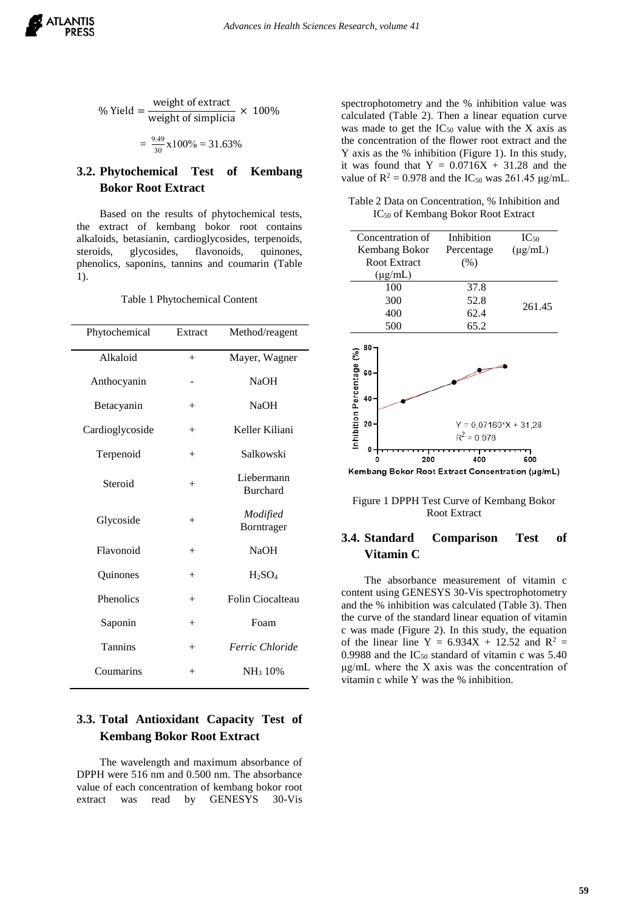$$\% \text{ Yield} = \frac{\text{weight of extract}}{\text{weight of simplicia}} \times 100\%$$

$$= \frac{9.49}{30} \text{x} 100\% = 31.63\%$$

## 3.2. Phytochemical Test of Kembang Bokor Root Extract

Based on the results of phytochemical tests, the extract of kembang bokor root contains alkaloids, betasianin, cardioglycosides, terpenoids, steroids, glycosides, flavonoids, quinones, phenolics, saponins, tannins and coumarin (Table 1).

Table 1 Phytochemical Content

| Phytochemical | Extract | Method/reagent |
|---|---|---|
| Alkaloid | + | Mayer, Wagner |
| Anthocyanin | - | NaOH |
| Betacyanin | + | NaOH |
| Cardioglycoside | + | Keller Kiliani |
| Terpenoid | + | Salkowski |
| Steroid | + | Liebermann Burchard |
| Glycoside | + | *Modified* Borntrager |
| Flavonoid | + | NaOH |
| Quinones | + | $H_2SO_4$ |
| Phenolics | + | Folin Ciocalteau |
| Saponin | + | Foam |
| Tannins | + | *Ferric Chloride* |
| Coumarins | + | $NH_3$ 10% |

## 3.3. Total Antioxidant Capacity Test of Kembang Bokor Root Extract

The wavelength and maximum absorbance of DPPH were 516 nm and 0.500 nm. The absorbance value of each concentration of kembang bokor root extract was read by GENESYS 30-Vis spectrophotometry and the % inhibition value was calculated (Table 2). Then a linear equation curve was made to get the $IC_{50}$ value with the X axis as the concentration of the flower root extract and the Y axis as the % inhibition (Figure 1). In this study, it was found that $Y = 0.0716X + 31.28$ and the value of $R^2 = 0.978$ and the $IC_{50}$ was 261.45 μg/mL.

Table 2 Data on Concentration, % Inhibition and $IC_{50}$ of Kembang Bokor Root Extract

| Concentration of Kembang Bokor Root Extract (μg/mL) | Inhibition Percentage (%) | $IC_{50}$ (μg/mL) |
|---|---|---|
| 100 | 37.8 | 261.45 |
| 300 | 52.8 | |
| 400 | 62.4 | |
| 500 | 65.2 | |

Figure 1 DPPH Test Curve of Kembang Bokor Root Extract

## 3.4. Standard Comparison Test of Vitamin C

The absorbance measurement of vitamin c content using GENESYS 30-Vis spectrophotometry and the % inhibition was calculated (Table 3). Then the curve of the standard linear equation of vitamin c was made (Figure 2). In this study, the equation of the linear line $Y = 6.934X + 12.52$ and $R^2 = 0.9988$ and the $IC_{50}$ standard of vitamin c was 5.40 μg/mL where the X axis was the concentration of vitamin c while Y was the % inhibition.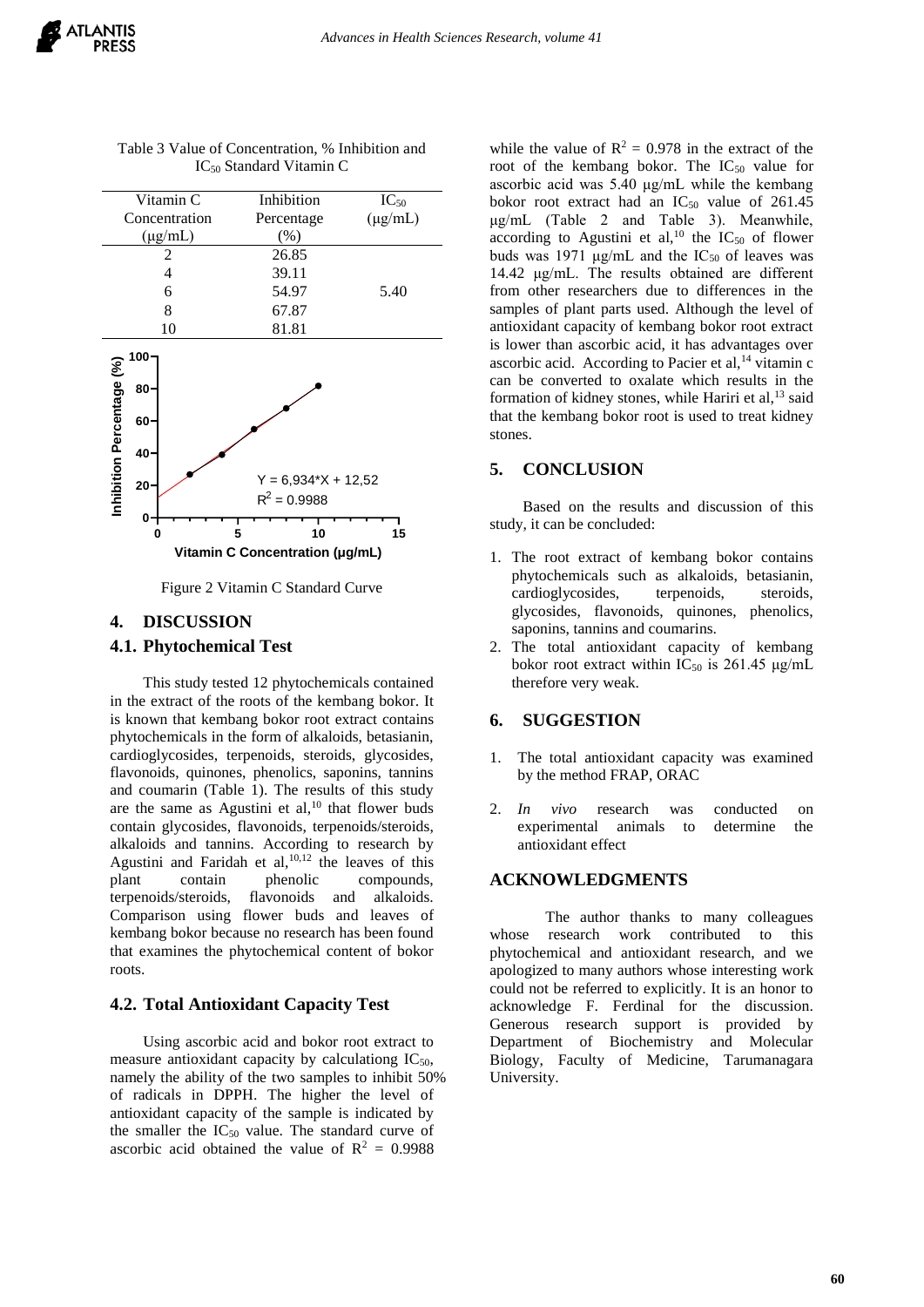Table 3 Value of Concentration, % Inhibition and $IC_{50}$ Standard Vitamin C

| Vitamin C Concentration (μg/mL) | Inhibition Percentage (%) | $IC_{50}$ (μg/mL) |
|---|---|---|
| 2 | 26.85 | |
| 4 | 39.11 | |
| 6 | 54.97 | 5.40 |
| 8 | 67.87 | |
| 10 | 81.81 | |

Figure 2 Vitamin C Standard Curve

## 4. DISCUSSION

### 4.1. Phytochemical Test

This study tested 12 phytochemicals contained in the extract of the roots of the kembang bokor. It is known that kembang bokor root extract contains phytochemicals in the form of alkaloids, betasianin, cardioglycosides, terpenoids, steroids, glycosides, flavonoids, quinones, phenolics, saponins, tannins and coumarin (Table 1). The results of this study are the same as Agustini et al,[10] that flower buds contain glycosides, flavonoids, terpenoids/steroids, alkaloids and tannins. According to research by Agustini and Faridah et al,[10,12] the leaves of this plant contain phenolic compounds, terpenoids/steroids, flavonoids and alkaloids. Comparison using flower buds and leaves of kembang bokor because no research has been found that examines the phytochemical content of bokor roots.

### 4.2. Total Antioxidant Capacity Test

Using ascorbic acid and bokor root extract to measure antioxidant capacity by calculationg $IC_{50}$, namely the ability of the two samples to inhibit 50% of radicals in DPPH. The higher the level of antioxidant capacity of the sample is indicated by the smaller the $IC_{50}$ value. The standard curve of ascorbic acid obtained the value of $R^2$ = 0.9988 while the value of $R^2$ = 0.978 in the extract of the root of the kembang bokor. The $IC_{50}$ value for ascorbic acid was 5.40 μg/mL while the kembang bokor root extract had an $IC_{50}$ value of 261.45 μg/mL (Table 2 and Table 3). Meanwhile, according to Agustini et al,[10] the $IC_{50}$ of flower buds was 1971 μg/mL and the $IC_{50}$ of leaves was 14.42 μg/mL. The results obtained are different from other researchers due to differences in the samples of plant parts used. Although the level of antioxidant capacity of kembang bokor root extract is lower than ascorbic acid, it has advantages over ascorbic acid. According to Pacier et al,[14] vitamin c can be converted to oxalate which results in the formation of kidney stones, while Hariri et al,[13] said that the kembang bokor root is used to treat kidney stones.

## 5. CONCLUSION

Based on the results and discussion of this study, it can be concluded:

1. The root extract of kembang bokor contains phytochemicals such as alkaloids, betasianin, cardioglycosides, terpenoids, steroids, glycosides, flavonoids, quinones, phenolics, saponins, tannins and coumarins.
2. The total antioxidant capacity of kembang bokor root extract within $IC_{50}$ is 261.45 μg/mL therefore very weak.

## 6. SUGGESTION

1. The total antioxidant capacity was examined by the method FRAP, ORAC
2. *In vivo* research was conducted on experimental animals to determine the antioxidant effect

## ACKNOWLEDGMENTS

The author thanks to many colleagues whose research work contributed to this phytochemical and antioxidant research, and we apologized to many authors whose interesting work could not be referred to explicitly. It is an honor to acknowledge F. Ferdinal for the discussion. Generous research support is provided by Department of Biochemistry and Molecular Biology, Faculty of Medicine, Tarumanagara University.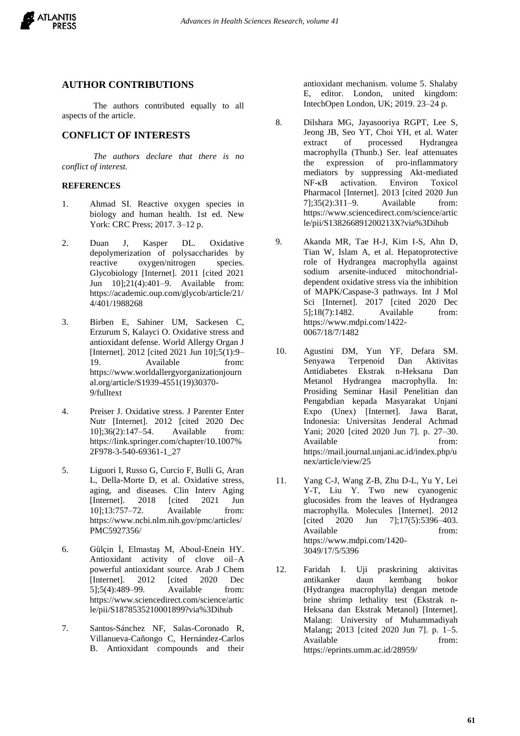## AUTHOR CONTRIBUTIONS

The authors contributed equally to all aspects of the article.

## CONFLICT OF INTERESTS

*The authors declare that there is no conflict of interest.*

### REFERENCES

1. Ahmad SI. Reactive oxygen species in biology and human health. 1st ed. New York: CRC Press; 2017. 3–12 p.

2. Duan J, Kasper DL. Oxidative depolymerization of polysaccharides by reactive oxygen/nitrogen species. Glycobiology [Internet]. 2011 [cited 2021 Jun 10];21(4):401–9. Available from: https://academic.oup.com/glycob/article/21/4/401/1988268

3. Birben E, Sahiner UM, Sackesen C, Erzurum S, Kalayci O. Oxidative stress and antioxidant defense. World Allergy Organ J [Internet]. 2012 [cited 2021 Jun 10];5(1):9–19. Available from: https://www.worldallergyorganizationjournal.org/article/S1939-4551(19)30370-9/fulltext

4. Preiser J. Oxidative stress. J Parenter Enter Nutr [Internet]. 2012 [cited 2020 Dec 10];36(2):147–54. Available from: https://link.springer.com/chapter/10.1007%2F978-3-540-69361-1_27

5. Liguori I, Russo G, Curcio F, Bulli G, Aran L, Della-Morte D, et al. Oxidative stress, aging, and diseases. Clin Interv Aging [Internet]. 2018 [cited 2021 Jun 10];13:757–72. Available from: https://www.ncbi.nlm.nih.gov/pmc/articles/PMC5927356/

6. Gülçin İ, Elmastaş M, Aboul-Enein HY. Antioxidant activity of clove oil–A powerful antioxidant source. Arab J Chem [Internet]. 2012 [cited 2020 Dec 5];5(4):489–99. Available from: https://www.sciencedirect.com/science/article/pii/S1878535210001899?via%3Dihub

7. Santos-Sánchez NF, Salas-Coronado R, Villanueva-Cañongo C, Hernández-Carlos B. Antioxidant compounds and their antioxidant mechanism. volume 5. Shalaby E, editor. London, united kingdom: IntechOpen London, UK; 2019. 23–24 p.

8. Dilshara MG, Jayasooriya RGPT, Lee S, Jeong JB, Seo YT, Choi YH, et al. Water extract of processed Hydrangea macrophylla (Thunb.) Ser. leaf attenuates the expression of pro-inflammatory mediators by suppressing Akt-mediated NF-κB activation. Environ Toxicol Pharmacol [Internet]. 2013 [cited 2020 Jun 7];35(2):311–9. Available from: https://www.sciencedirect.com/science/article/pii/S138266891200213X?via%3Dihub

9. Akanda MR, Tae H-J, Kim I-S, Ahn D, Tian W, Islam A, et al. Hepatoprotective role of Hydrangea macrophylla against sodium arsenite-induced mitochondrial-dependent oxidative stress via the inhibition of MAPK/Caspase-3 pathways. Int J Mol Sci [Internet]. 2017 [cited 2020 Dec 5];18(7):1482. Available from: https://www.mdpi.com/1422-0067/18/7/1482

10. Agustini DM, Yun YF, Defara SM. Senyawa Terpenoid Dan Aktivitas Antidiabetes Ekstrak n-Heksana Dan Metanol Hydrangea macrophylla. In: Prosiding Seminar Hasil Penelitian dan Pengabdian kepada Masyarakat Unjani Expo (Unex) [Internet]. Jawa Barat, Indonesia: Universitas Jenderal Achmad Yani; 2020 [cited 2020 Jun 7]. p. 27–30. Available from: https://mail.journal.unjani.ac.id/index.php/unex/article/view/25

11. Yang C-J, Wang Z-B, Zhu D-L, Yu Y, Lei Y-T, Liu Y. Two new cyanogenic glucosides from the leaves of Hydrangea macrophylla. Molecules [Internet]. 2012 [cited 2020 Jun 7];17(5):5396–403. Available from: https://www.mdpi.com/1420-3049/17/5/5396

12. Faridah I. Uji praskrining aktivitas antikanker daun kembang bokor (Hydrangea macrophylla) dengan metode brine shrimp lethality test (Ekstrak n-Heksana dan Ekstrak Metanol) [Internet]. Malang: University of Muhammadiyah Malang; 2013 [cited 2020 Jun 7]. p. 1–5. Available from: https://eprints.umm.ac.id/28959/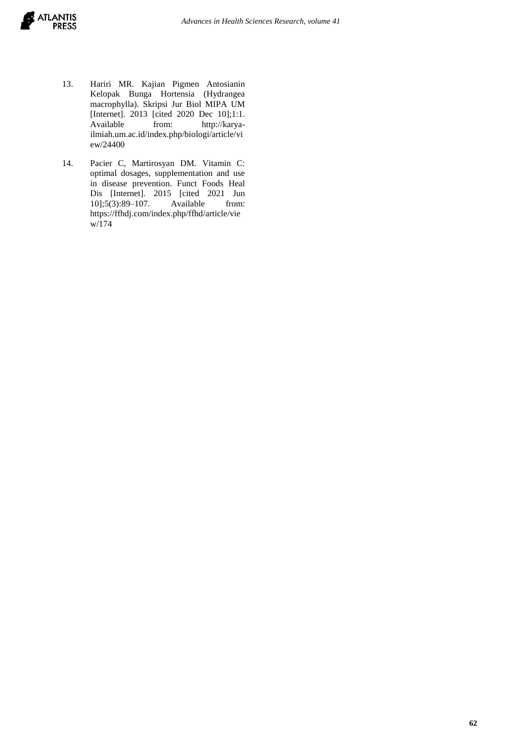13. Hariri MR. Kajian Pigmen Antosianin Kelopak Bunga Hortensia (Hydrangea macrophylla). Skripsi Jur Biol MIPA UM [Internet]. 2013 [cited 2020 Dec 10];1:1. Available from: http://karya-ilmiah.um.ac.id/index.php/biologi/article/view/24400

14. Pacier C, Martirosyan DM. Vitamin C: optimal dosages, supplementation and use in disease prevention. Funct Foods Heal Dis [Internet]. 2015 [cited 2021 Jun 10];5(3):89–107. Available from: https://ffhdj.com/index.php/ffhd/article/view/174